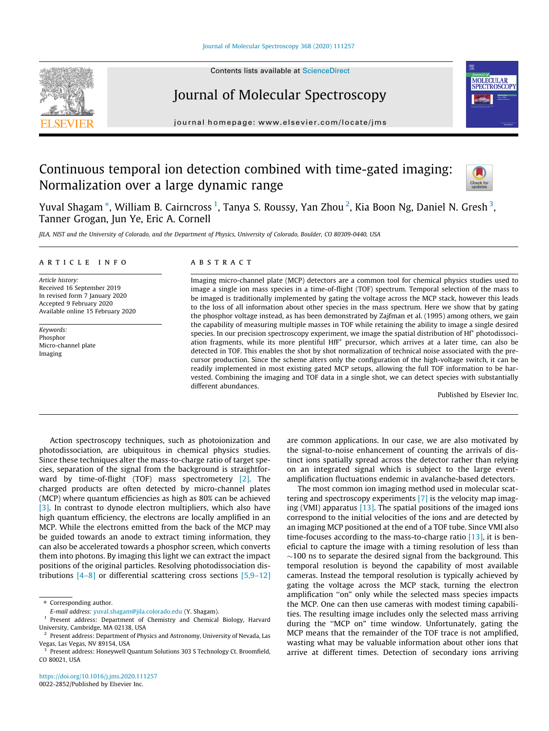# Continuous temporal ion detection combined with time-gated imaging: Normalization over a large dynamic range

Yuval Shagam *, William B. Cairncross [1], Tanya S. Roussy, Yan Zhou [2], Kia Boon Ng, Daniel N. Gresh [3], Tanner Grogan, Jun Ye, Eric A. Cornell

*JILA, NIST and the University of Colorado, and the Department of Physics, University of Colorado, Boulder, CO 80309-0440, USA*

## ARTICLE INFO

*Article history:*
Received 16 September 2019
In revised form 7 January 2020
Accepted 9 February 2020
Available online 15 February 2020

*Keywords:*
Phosphor
Micro-channel plate
Imaging

## ABSTRACT

Imaging micro-channel plate (MCP) detectors are a common tool for chemical physics studies used to image a single ion mass species in a time-of-flight (TOF) spectrum. Temporal selection of the mass to be imaged is traditionally implemented by gating the voltage across the MCP stack, however this leads to the loss of all information about other species in the mass spectrum. Here we show that by gating the phosphor voltage instead, as has been demonstrated by Zajfman et al. (1995) among others, we gain the capability of measuring multiple masses in TOF while retaining the ability to image a single desired species. In our precision spectroscopy experiment, we image the spatial distribution of $Hf^{+}$ photodissociation fragments, while its more plentiful $HfF^{+}$ precursor, which arrives at a later time, can also be detected in TOF. This enables the shot by shot normalization of technical noise associated with the precursor production. Since the scheme alters only the configuration of the high-voltage switch, it can be readily implemented in most existing gated MCP setups, allowing the full TOF information to be harvested. Combining the imaging and TOF data in a single shot, we can detect species with substantially different abundances.

Published by Elsevier Inc.

---

Action spectroscopy techniques, such as photoionization and photodissociation, are ubiquitous in chemical physics studies. Since these techniques alter the mass-to-charge ratio of target species, separation of the signal from the background is straightforward by time-of-flight (TOF) mass spectrometery [2]. The charged products are often detected by micro-channel plates (MCP) where quantum efficiencies as high as 80% can be achieved [3]. In contrast to dynode electron multipliers, which also have high quantum efficiency, the electrons are locally amplified in an MCP. While the electrons emitted from the back of the MCP may be guided towards an anode to extract timing information, they can also be accelerated towards a phosphor screen, which converts them into photons. By imaging this light we can extract the impact positions of the original particles. Resolving photodissociation distributions [4–8] or differential scattering cross sections [5,9–12] are common applications. In our case, we are also motivated by the signal-to-noise enhancement of counting the arrivals of distinct ions spatially spread across the detector rather than relying on an integrated signal which is subject to the large event-amplification fluctuations endemic in avalanche-based detectors.

The most common ion imaging method used in molecular scattering and spectroscopy experiments [7] is the velocity map imaging (VMI) apparatus [13]. The spatial positions of the imaged ions correspond to the initial velocities of the ions and are detected by an imaging MCP positioned at the end of a TOF tube. Since VMI also time-focuses according to the mass-to-charge ratio [13], it is beneficial to capture the image with a timing resolution of less than ~100 ns to separate the desired signal from the background. This temporal resolution is beyond the capability of most available cameras. Instead the temporal resolution is typically achieved by gating the voltage across the MCP stack, turning the electron amplification "on" only while the selected mass species impacts the MCP. One can then use cameras with modest timing capabilities. The resulting image includes only the selected mass arriving during the "MCP on" time window. Unfortunately, gating the MCP means that the remainder of the TOF trace is not amplified, wasting what may be valuable information about other ions that arrive at different times. Detection of secondary ions arriving

---

* Corresponding author.
E-mail address: yuval.shagam@jila.colorado.edu (Y. Shagam).
[1] Present address: Department of Chemistry and Chemical Biology, Harvard University, Cambridge, MA 02138, USA
[2] Present address: Department of Physics and Astronomy, University of Nevada, Las Vegas, NV 89154, USA
[3] Present address: Honeywell Quantum Solutions 303 S Technology Ct. Broomfield, CO 80021, USA

https://doi.org/10.1016/j.jms.2020.111257
0022-2852/Published by Elsevier Inc.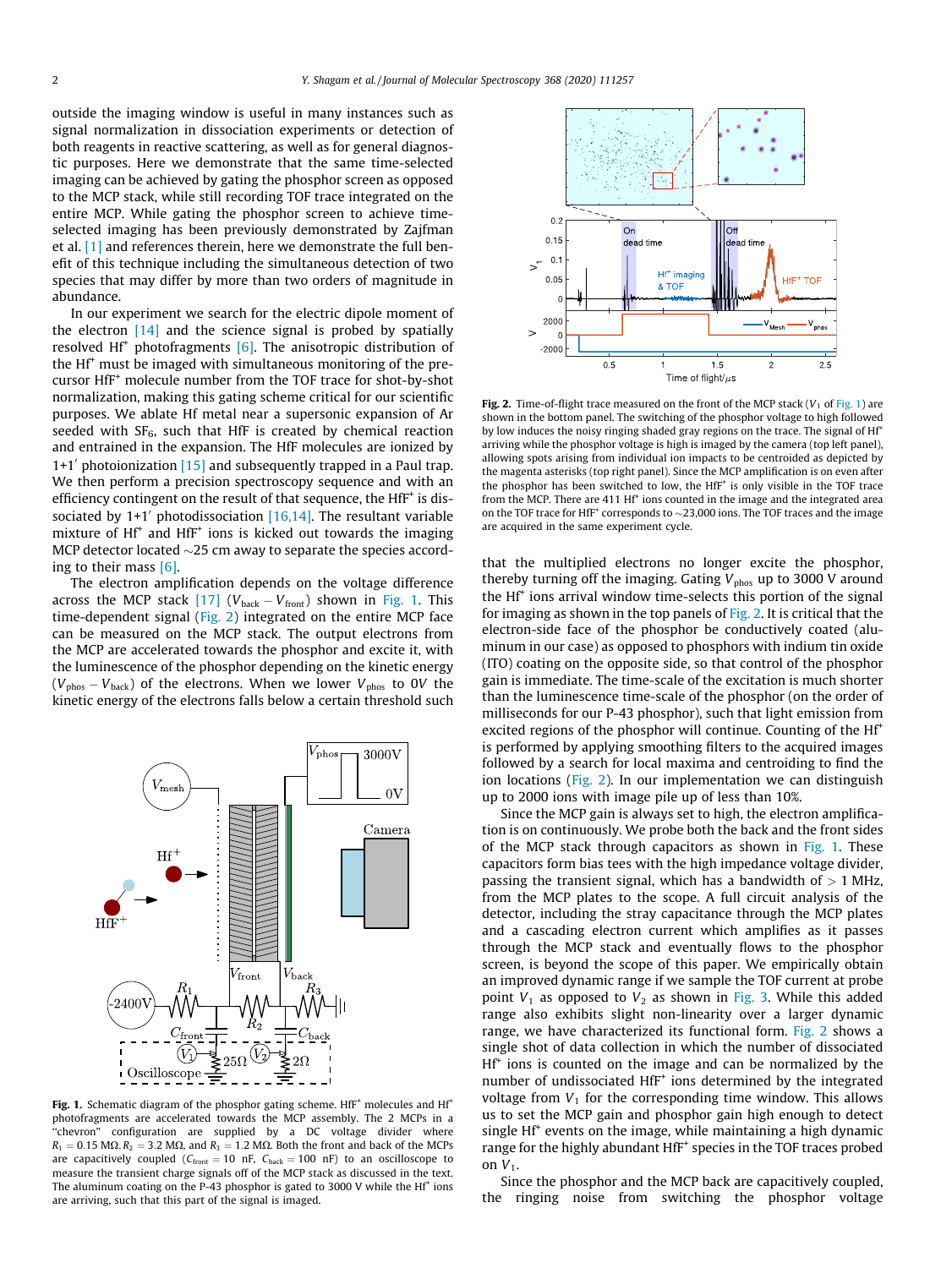outside the imaging window is useful in many instances such as signal normalization in dissociation experiments or detection of both reagents in reactive scattering, as well as for general diagnostic purposes. Here we demonstrate that the same time-selected imaging can be achieved by gating the phosphor screen as opposed to the MCP stack, while still recording TOF trace integrated on the entire MCP. While gating the phosphor screen to achieve time-selected imaging has been previously demonstrated by Zajfman et al. [1] and references therein, here we demonstrate the full benefit of this technique including the simultaneous detection of two species that may differ by more than two orders of magnitude in abundance.

In our experiment we search for the electric dipole moment of the electron [14] and the science signal is probed by spatially resolved $Hf^+$ photofragments [6]. The anisotropic distribution of the $Hf^+$ must be imaged with simultaneous monitoring of the precursor $HfF^+$ molecule number from the TOF trace for shot-by-shot normalization, making this gating scheme critical for our scientific purposes. We ablate Hf metal near a supersonic expansion of Ar seeded with $SF_6$, such that HfF is created by chemical reaction and entrained in the expansion. The HfF molecules are ionized by 1+1′ photoionization [15] and subsequently trapped in a Paul trap. We then perform a precision spectroscopy sequence and with an efficiency contingent on the result of that sequence, the $HfF^+$ is dissociated by 1+1′ photodissociation [16,14]. The resultant variable mixture of $Hf^+$ and $HfF^+$ ions is kicked out towards the imaging MCP detector located ~25 cm away to separate the species according to their mass [6].

The electron amplification depends on the voltage difference across the MCP stack [17] ($V_{back} - V_{front}$) shown in Fig. 1. This time-dependent signal (Fig. 2) integrated on the entire MCP face can be measured on the MCP stack. The output electrons from the MCP are accelerated towards the phosphor and excite it, with the luminescence of the phosphor depending on the kinetic energy ($V_{phos} - V_{back}$) of the electrons. When we lower $V_{phos}$ to 0V the kinetic energy of the electrons falls below a certain threshold such that the multiplied electrons no longer excite the phosphor, thereby turning off the imaging. Gating $V_{phos}$ up to 3000 V around the $Hf^+$ ions arrival window time-selects this portion of the signal for imaging as shown in the top panels of Fig. 2. It is critical that the electron-side face of the phosphor be conductively coated (aluminum in our case) as opposed to phosphors with indium tin oxide (ITO) coating on the opposite side, so that control of the phosphor gain is immediate. The time-scale of the excitation is much shorter than the luminescence time-scale of the phosphor (on the order of milliseconds for our P-43 phosphor), such that light emission from excited regions of the phosphor will continue. Counting of the $Hf^+$ is performed by applying smoothing filters to the acquired images followed by a search for local maxima and centroiding to find the ion locations (Fig. 2). In our implementation we can distinguish up to 2000 ions with image pile up of less than 10%.

Fig. 1. Schematic diagram of the phosphor gating scheme. $HfF^+$ molecules and $Hf^+$ photofragments are accelerated towards the MCP assembly. The 2 MCPs in a "chevron" configuration are supplied by a DC voltage divider where $R_1 = 0.15$ MΩ, $R_2 = 3.2$ MΩ, and $R_3 = 1.2$ MΩ. Both the front and back of the MCPs are capacitively coupled ($C_{front} = 10$ nF, $C_{back} = 100$ nF) to an oscilloscope to measure the transient charge signals off of the MCP stack as discussed in the text. The aluminum coating on the P-43 phosphor is gated to 3000 V while the $Hf^+$ ions are arriving, such that this part of the signal is imaged.

Fig. 2. Time-of-flight trace measured on the front of the MCP stack ($V_1$ of Fig. 1) are shown in the bottom panel. The switching of the phosphor voltage to high followed by low induces the noisy ringing shaded gray regions on the trace. The signal of $Hf^+$ arriving while the phosphor voltage is high is imaged by the camera (top left panel), allowing spots arising from individual ion impacts to be centroided as depicted by the magenta asterisks (top right panel). Since the MCP amplification is on even after the phosphor has been switched to low, the $HfF^+$ is only visible in the TOF trace from the MCP. There are 411 $Hf^+$ ions counted in the image and the integrated area on the TOF trace for $HfF^+$ corresponds to ~23,000 ions. The TOF traces and the image are acquired in the same experiment cycle.

Since the MCP gain is always set to high, the electron amplification is on continuously. We probe both the back and the front sides of the MCP stack through capacitors as shown in Fig. 1. These capacitors form bias tees with the high impedance voltage divider, passing the transient signal, which has a bandwidth of > 1 MHz, from the MCP plates to the scope. A full circuit analysis of the detector, including the stray capacitance through the MCP plates and a cascading electron current which amplifies as it passes through the MCP stack and eventually flows to the phosphor screen, is beyond the scope of this paper. We empirically obtain an improved dynamic range if we sample the TOF current at probe point $V_1$ as opposed to $V_2$ as shown in Fig. 3. While this added range also exhibits slight non-linearity over a larger dynamic range, we have characterized its functional form. Fig. 2 shows a single shot of data collection in which the number of dissociated $Hf^+$ ions is counted on the image and can be normalized by the number of undissociated $HfF^+$ ions determined by the integrated voltage from $V_1$ for the corresponding time window. This allows us to set the MCP gain and phosphor gain high enough to detect single $Hf^+$ events on the image, while maintaining a high dynamic range for the highly abundant $HfF^+$ species in the TOF traces probed on $V_1$.

Since the phosphor and the MCP back are capacitively coupled, the ringing noise from switching the phosphor voltage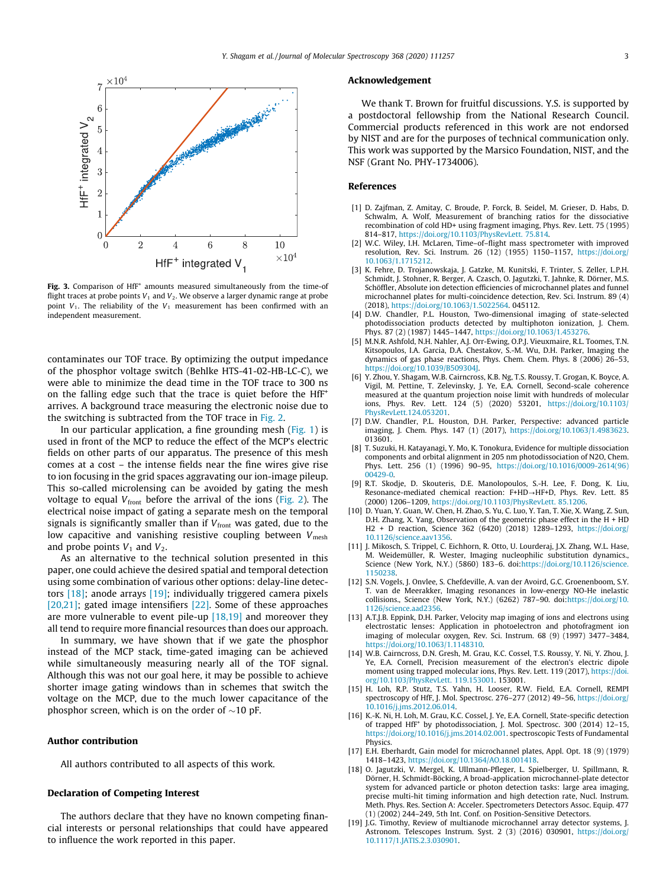Fig. 3. Comparison of $HfF^+$ amounts measured simultaneously from the time-of-flight traces at probe points $V_1$ and $V_2$. We observe a larger dynamic range at probe point $V_1$. The reliability of the $V_1$ measurement has been confirmed with an independent measurement.

contaminates our TOF trace. By optimizing the output impedance of the phosphor voltage switch (Behlke HTS-41-02-HB-LC-C), we were able to minimize the dead time in the TOF trace to 300 ns on the falling edge such that the trace is quiet before the $HfF^+$ arrives. A background trace measuring the electronic noise due to the switching is subtracted from the TOF trace in Fig. 2.

In our particular application, a fine grounding mesh (Fig. 1) is used in front of the MCP to reduce the effect of the MCP's electric fields on other parts of our apparatus. The presence of this mesh comes at a cost – the intense fields near the fine wires give rise to ion focusing in the grid spaces aggravating our ion-image pileup. This so-called microlensing can be avoided by gating the mesh voltage to equal $V_{front}$ before the arrival of the ions (Fig. 2). The electrical noise impact of gating a separate mesh on the temporal signals is significantly smaller than if $V_{front}$ was gated, due to the low capacitive and vanishing resistive coupling between $V_{mesh}$ and probe points $V_1$ and $V_2$.

As an alternative to the technical solution presented in this paper, one could achieve the desired spatial and temporal detection using some combination of various other options: delay-line detectors [18]; anode arrays [19]; individually triggered camera pixels [20,21]; gated image intensifiers [22]. Some of these approaches are more vulnerable to event pile-up [18,19] and moreover they all tend to require more financial resources than does our approach.

In summary, we have shown that if we gate the phosphor instead of the MCP stack, time-gated imaging can be achieved while simultaneously measuring nearly all of the TOF signal. Although this was not our goal here, it may be possible to achieve shorter image gating windows than in schemes that switch the voltage on the MCP, due to the much lower capacitance of the phosphor screen, which is on the order of ~10 pF.

## Author contribution

All authors contributed to all aspects of this work.

## Declaration of Competing Interest

The authors declare that they have no known competing financial interests or personal relationships that could have appeared to influence the work reported in this paper.

## Acknowledgement

We thank T. Brown for fruitful discussions. Y.S. is supported by a postdoctoral fellowship from the National Research Council. Commercial products referenced in this work are not endorsed by NIST and are for the purposes of technical communication only. This work was supported by the Marsico Foundation, NIST, and the NSF (Grant No. PHY-1734006).

## References

[1] D. Zajfman, Z. Amitay, C. Broude, P. Forck, B. Seidel, M. Grieser, D. Habs, D. Schwalm, A. Wolf, Measurement of branching ratios for the dissociative recombination of cold HD+ using fragment imaging, Phys. Rev. Lett. 75 (1995) 814–817, https://doi.org/10.1103/PhysRevLett. 75.814.

[2] W.C. Wiley, I.H. McLaren, Time–of–flight mass spectrometer with improved resolution, Rev. Sci. Instrum. 26 (12) (1955) 1150–1157, https://doi.org/10.1063/1.1715212.

[3] K. Fehre, D. Trojanowskaja, J. Gatzke, M. Kunitski, F. Trinter, S. Zeller, L.P.H. Schmidt, J. Stohner, R. Berger, A. Czasch, O. Jagutzki, T. Jahnke, R. Dörner, M.S. Schöffler, Absolute ion detection efficiencies of microchannel plates and funnel microchannel plates for multi-coincidence detection, Rev. Sci. Instrum. 89 (4) (2018), https://doi.org/10.1063/1.5022564. 045112.

[4] D.W. Chandler, P.L. Houston, Two-dimensional imaging of state-selected photodissociation products detected by multiphoton ionization, J. Chem. Phys. 87 (2) (1987) 1445–1447, https://doi.org/10.1063/1.453276.

[5] M.N.R. Ashfold, N.H. Nahler, A.J. Orr-Ewing, O.P.J. Vieuxmaire, R.L. Toomes, T.N. Kitsopoulos, I.A. Garcia, D.A. Chestakov, S.-M. Wu, D.H. Parker, Imaging the dynamics of gas phase reactions, Phys. Chem. Chem. Phys. 8 (2006) 26–53, https://doi.org/10.1039/B509304J.

[6] Y. Zhou, Y. Shagam, W.B. Cairncross, K.B. Ng, T.S. Roussy, T. Grogan, K. Boyce, A. Vigil, M. Pettine, T. Zelevinsky, J. Ye, E.A. Cornell, Second-scale coherence measured at the quantum projection noise limit with hundreds of molecular ions, Phys. Rev. Lett. 124 (5) (2020) 53201, https://doi.org/10.1103/PhysRevLett.124.053201.

[7] D.W. Chandler, P.L. Houston, D.H. Parker, Perspective: advanced particle imaging, J. Chem. Phys. 147 (1) (2017), https://doi.org/10.1063/1.4983623. 013601.

[8] T. Suzuki, H. Katayanagi, Y. Mo, K. Tonokura, Evidence for multiple dissociation components and orbital alignment in 205 nm photodissociation of N2O, Chem. Phys. Lett. 256 (1) (1996) 90–95, https://doi.org/10.1016/0009-2614(96)00429-0.

[9] R.T. Skodje, D. Skouteris, D.E. Manolopoulos, S.-H. Lee, F. Dong, K. Liu, Resonance-mediated chemical reaction: F+HD→HF+D, Phys. Rev. Lett. 85 (2000) 1206–1209, https://doi.org/10.1103/PhysRevLett. 85.1206.

[10] D. Yuan, Y. Guan, W. Chen, H. Zhao, S. Yu, C. Luo, Y. Tan, T. Xie, X. Wang, Z. Sun, D.H. Zhang, X. Yang, Observation of the geometric phase effect in the H + HD → H2 + D reaction, Science 362 (6420) (2018) 1289–1293, https://doi.org/10.1126/science.aav1356.

[11] J. Mikosch, S. Trippel, C. Eichhorn, R. Otto, U. Lourderaj, J.X. Zhang, W.L. Hase, M. Weidemüller, R. Wester, Imaging nucleophilic substitution dynamics., Science (New York, N.Y.) (5860) 183–6. doi:https://doi.org/10.1126/science.1150238.

[12] S.N. Vogels, J. Onvlee, S. Chefdeville, A. van der Avoird, G.C. Groenenboom, S.Y. T. van de Meerakker, Imaging resonances in low-energy NO-He inelastic collisions., Science (New York, N.Y.) (6262) 787–90. doi:https://doi.org/10.1126/science.aad2356.

[13] A.T.J.B. Eppink, D.H. Parker, Velocity map imaging of ions and electrons using electrostatic lenses: Application in photoelectron and photofragment ion imaging of molecular oxygen, Rev. Sci. Instrum. 68 (9) (1997) 3477–3484, https://doi.org/10.1063/1.1148310.

[14] W.B. Cairncross, D.N. Gresh, M. Grau, K.C. Cossel, T.S. Roussy, Y. Ni, Y. Zhou, J. Ye, E.A. Cornell, Precision measurement of the electron's electric dipole moment using trapped molecular ions, Phys. Rev. Lett. 119 (2017), https://doi.org/10.1103/PhysRevLett. 119.153001. 153001.

[15] H. Loh, R.P. Stutz, T.S. Yahn, H. Looser, R.W. Field, E.A. Cornell, REMPI spectroscopy of HfF, J. Mol. Spectrosc. 276–277 (2012) 49–56, https://doi.org/10.1016/j.jms.2012.06.014.

[16] K.-K. Ni, H. Loh, M. Grau, K.C. Cossel, J. Ye, E.A. Cornell, State-specific detection of trapped $HfF^+$ by photodissociation, J. Mol. Spectrosc. 300 (2014) 12–15, https://doi.org/10.1016/j.jms.2014.02.001. spectroscopic Tests of Fundamental Physics.

[17] E.H. Eberhardt, Gain model for microchannel plates, Appl. Opt. 18 (9) (1979) 1418–1423, https://doi.org/10.1364/AO.18.001418.

[18] O. Jagutzki, V. Mergel, K. Ullmann-Pfleger, L. Spielberger, U. Spillmann, R. Dörner, H. Schmidt-Böcking, A broad-application microchannel-plate detector system for advanced particle or photon detection tasks: large area imaging, precise multi-hit timing information and high detection rate, Nucl. Instrum. Meth. Phys. Res. Section A: Acceler. Spectrometers Detectors Assoc. Equip. 477 (1) (2002) 244–249, 5th Int. Conf. on Position-Sensitive Detectors.

[19] J.G. Timothy, Review of multianode microchannel array detector systems, J. Astronom. Telescopes Instrum. Syst. 2 (3) (2016) 030901, https://doi.org/10.1117/1.JATIS.2.3.030901.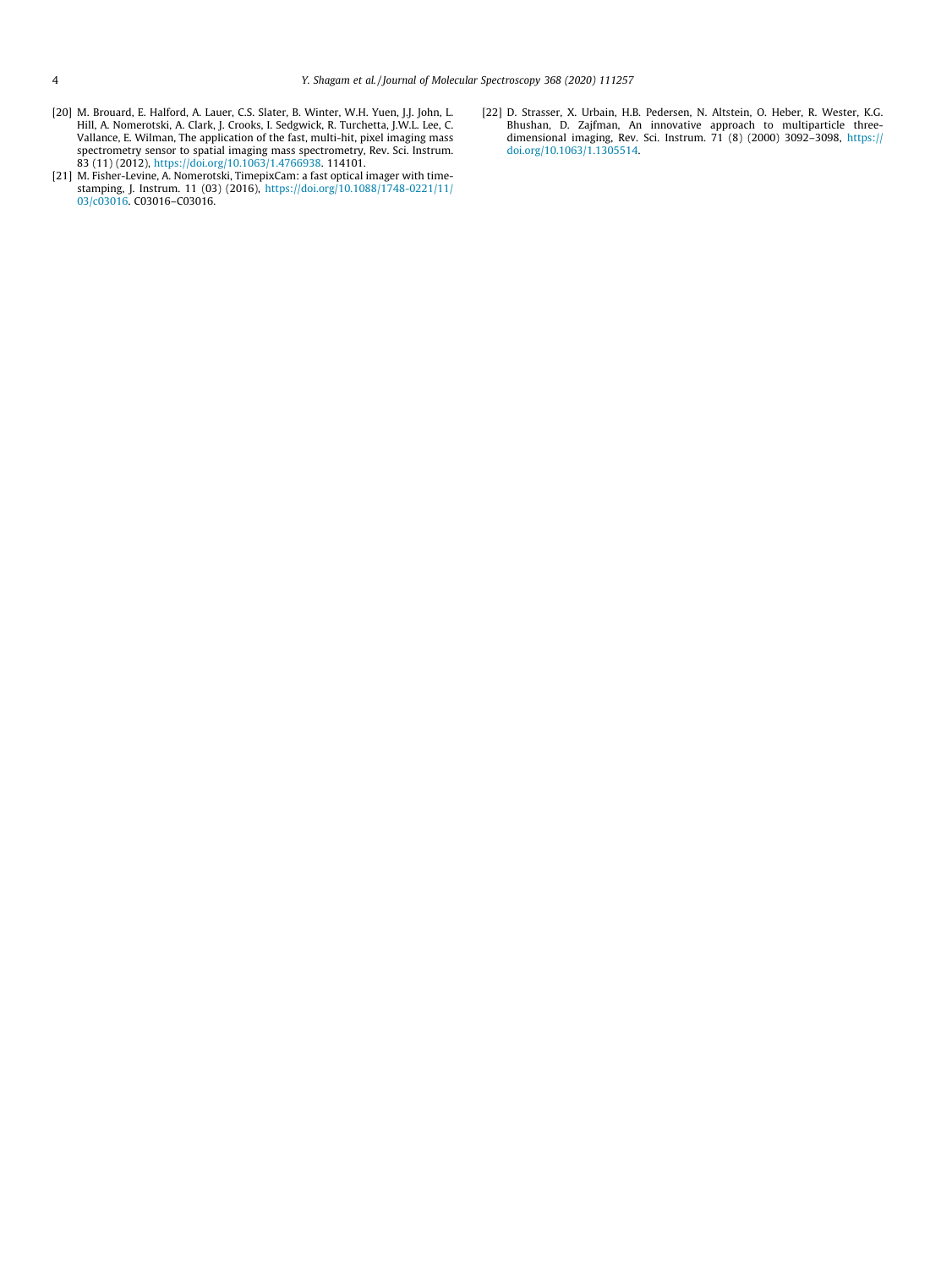[20] M. Brouard, E. Halford, A. Lauer, C.S. Slater, B. Winter, W.H. Yuen, J.J. John, L. Hill, A. Nomerotski, A. Clark, J. Crooks, I. Sedgwick, R. Turchetta, J.W.L. Lee, C. Vallance, E. Wilman, The application of the fast, multi-hit, pixel imaging mass spectrometry sensor to spatial imaging mass spectrometry, Rev. Sci. Instrum. 83 (11) (2012), https://doi.org/10.1063/1.4766938. 114101.

[21] M. Fisher-Levine, A. Nomerotski, TimepixCam: a fast optical imager with time-stamping, J. Instrum. 11 (03) (2016), https://doi.org/10.1088/1748-0221/11/03/c03016. C03016–C03016.

[22] D. Strasser, X. Urbain, H.B. Pedersen, N. Altstein, O. Heber, R. Wester, K.G. Bhushan, D. Zajfman, An innovative approach to multiparticle three-dimensional imaging, Rev. Sci. Instrum. 71 (8) (2000) 3092–3098, https://doi.org/10.1063/1.1305514.